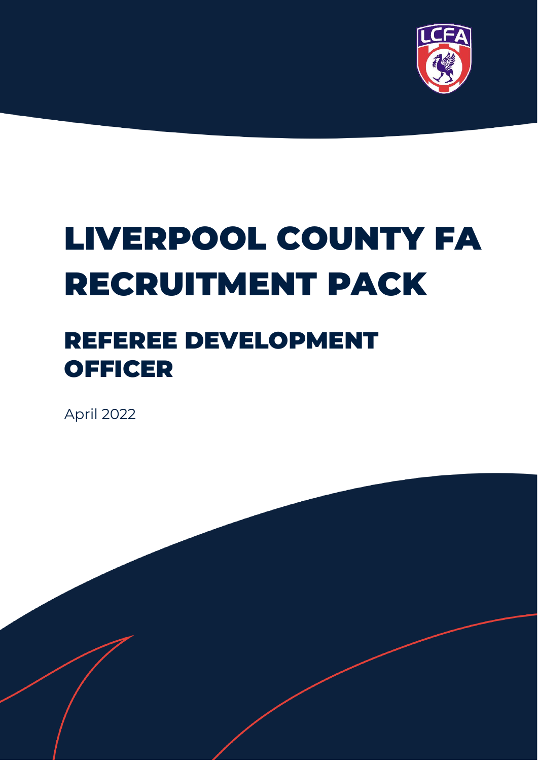# LIVERPOOL COUNTY FA RECRUITMENT PACK

## REFEREE DEVELOPMENT OFFICER

April 2022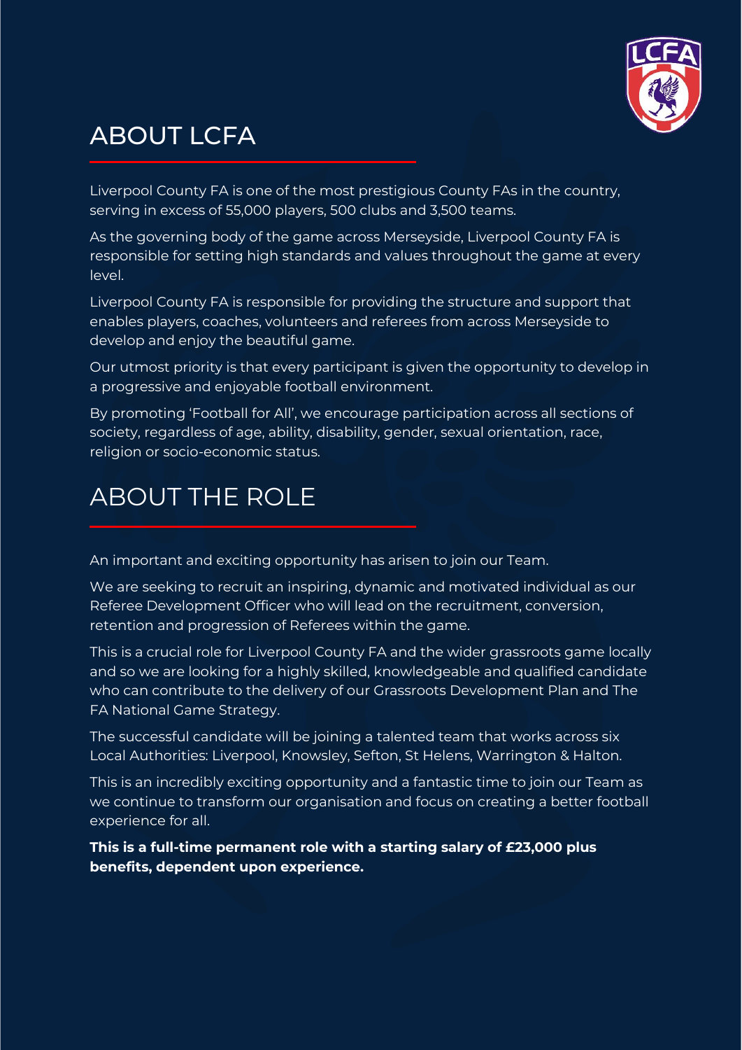## ABOUT LCFA

Liverpool County FA is one of the most prestigious County FAs in the country, serving in excess of 55,000 players, 500 clubs and 3,500 teams.

As the governing body of the game across Merseyside, Liverpool County FA is responsible for setting high standards and values throughout the game at every level.

Liverpool County FA is responsible for providing the structure and support that enables players, coaches, volunteers and referees from across Merseyside to develop and enjoy the beautiful game.

Our utmost priority is that every participant is given the opportunity to develop in a progressive and enjoyable football environment.

By promoting 'Football for All', we encourage participation across all sections of society, regardless of age, ability, disability, gender, sexual orientation, race, religion or socio-economic status.

## ABOUT THE ROLE

An important and exciting opportunity has arisen to join our Team.

We are seeking to recruit an inspiring, dynamic and motivated individual as our Referee Development Officer who will lead on the recruitment, conversion, retention and progression of Referees within the game.

This is a crucial role for Liverpool County FA and the wider grassroots game locally and so we are looking for a highly skilled, knowledgeable and qualified candidate who can contribute to the delivery of our Grassroots Development Plan and The FA National Game Strategy.

The successful candidate will be joining a talented team that works across six Local Authorities: Liverpool, Knowsley, Sefton, St Helens, Warrington & Halton.

This is an incredibly exciting opportunity and a fantastic time to join our Team as we continue to transform our organisation and focus on creating a better football experience for all.

**This is a full-time permanent role with a starting salary of £23,000 plus benefits, dependent upon experience.**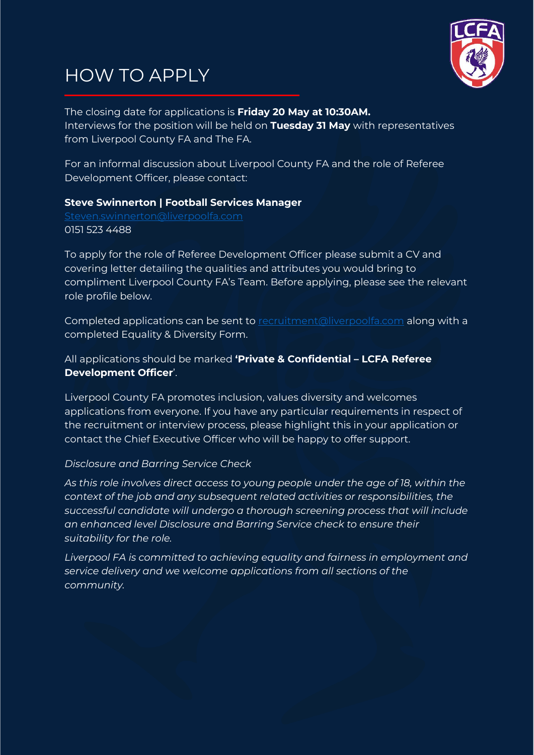# HOW TO APPLY

The closing date for applications is **Friday 20 May at 10:30AM.**
Interviews for the position will be held on **Tuesday 31 May** with representatives from Liverpool County FA and The FA.

For an informal discussion about Liverpool County FA and the role of Referee Development Officer, please contact:

**Steve Swinnerton | Football Services Manager**
Steven.swinnerton@liverpoolfa.com
0151 523 4488

To apply for the role of Referee Development Officer please submit a CV and covering letter detailing the qualities and attributes you would bring to compliment Liverpool County FA's Team. Before applying, please see the relevant role profile below.

Completed applications can be sent to recruitment@liverpoolfa.com along with a completed Equality & Diversity Form.

All applications should be marked **'Private & Confidential – LCFA Referee Development Officer**'.

Liverpool County FA promotes inclusion, values diversity and welcomes applications from everyone. If you have any particular requirements in respect of the recruitment or interview process, please highlight this in your application or contact the Chief Executive Officer who will be happy to offer support.

*Disclosure and Barring Service Check*

*As this role involves direct access to young people under the age of 18, within the context of the job and any subsequent related activities or responsibilities, the successful candidate will undergo a thorough screening process that will include an enhanced level Disclosure and Barring Service check to ensure their suitability for the role.*

*Liverpool FA is committed to achieving equality and fairness in employment and service delivery and we welcome applications from all sections of the community.*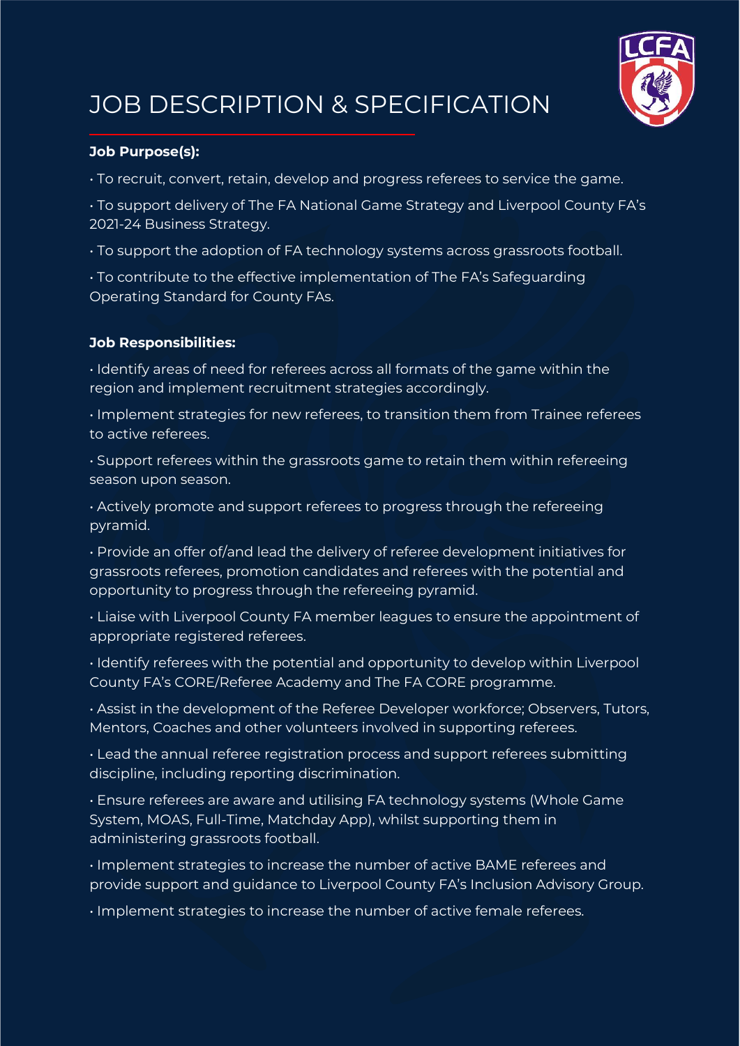# JOB DESCRIPTION & SPECIFICATION

**Job Purpose(s):**

- To recruit, convert, retain, develop and progress referees to service the game.
- To support delivery of The FA National Game Strategy and Liverpool County FA's 2021-24 Business Strategy.
- To support the adoption of FA technology systems across grassroots football.
- To contribute to the effective implementation of The FA's Safeguarding Operating Standard for County FAs.

**Job Responsibilities:**

- Identify areas of need for referees across all formats of the game within the region and implement recruitment strategies accordingly.
- Implement strategies for new referees, to transition them from Trainee referees to active referees.
- Support referees within the grassroots game to retain them within refereeing season upon season.
- Actively promote and support referees to progress through the refereeing pyramid.
- Provide an offer of/and lead the delivery of referee development initiatives for grassroots referees, promotion candidates and referees with the potential and opportunity to progress through the refereeing pyramid.
- Liaise with Liverpool County FA member leagues to ensure the appointment of appropriate registered referees.
- Identify referees with the potential and opportunity to develop within Liverpool County FA's CORE/Referee Academy and The FA CORE programme.
- Assist in the development of the Referee Developer workforce; Observers, Tutors, Mentors, Coaches and other volunteers involved in supporting referees.
- Lead the annual referee registration process and support referees submitting discipline, including reporting discrimination.
- Ensure referees are aware and utilising FA technology systems (Whole Game System, MOAS, Full-Time, Matchday App), whilst supporting them in administering grassroots football.
- Implement strategies to increase the number of active BAME referees and provide support and guidance to Liverpool County FA's Inclusion Advisory Group.
- Implement strategies to increase the number of active female referees.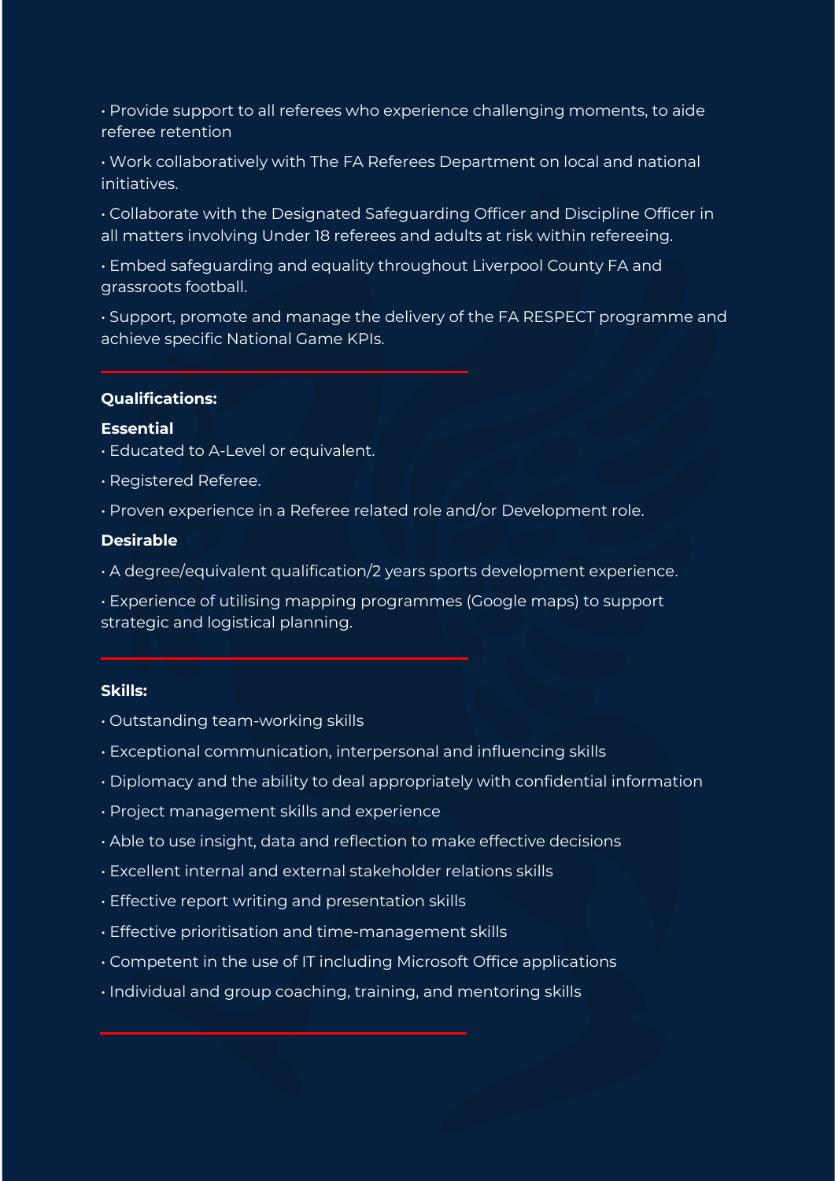- Provide support to all referees who experience challenging moments, to aide referee retention
- Work collaboratively with The FA Referees Department on local and national initiatives.
- Collaborate with the Designated Safeguarding Officer and Discipline Officer in all matters involving Under 18 referees and adults at risk within refereeing.
- Embed safeguarding and equality throughout Liverpool County FA and grassroots football.
- Support, promote and manage the delivery of the FA RESPECT programme and achieve specific National Game KPIs.

---

**Qualifications:**

**Essential**

- Educated to A-Level or equivalent.
- Registered Referee.
- Proven experience in a Referee related role and/or Development role.

**Desirable**

- A degree/equivalent qualification/2 years sports development experience.
- Experience of utilising mapping programmes (Google maps) to support strategic and logistical planning.

---

**Skills:**

- Outstanding team-working skills
- Exceptional communication, interpersonal and influencing skills
- Diplomacy and the ability to deal appropriately with confidential information
- Project management skills and experience
- Able to use insight, data and reflection to make effective decisions
- Excellent internal and external stakeholder relations skills
- Effective report writing and presentation skills
- Effective prioritisation and time-management skills
- Competent in the use of IT including Microsoft Office applications
- Individual and group coaching, training, and mentoring skills

---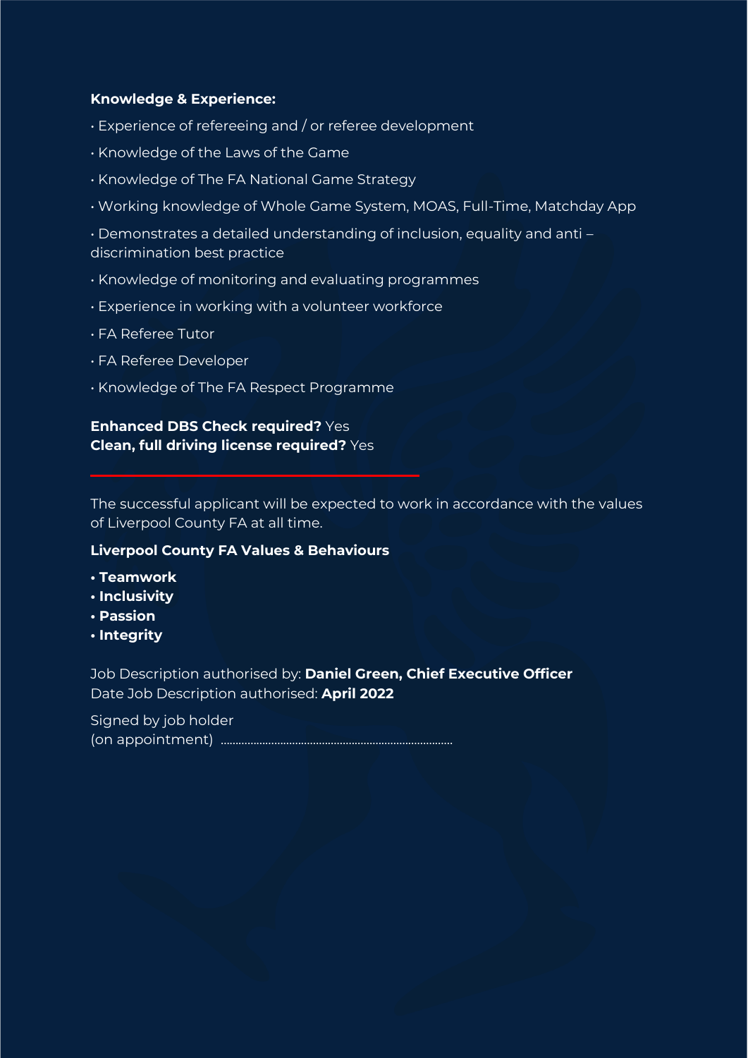**Knowledge & Experience:**

- Experience of refereeing and / or referee development
- Knowledge of the Laws of the Game
- Knowledge of The FA National Game Strategy
- Working knowledge of Whole Game System, MOAS, Full-Time, Matchday App
- Demonstrates a detailed understanding of inclusion, equality and anti – discrimination best practice
- Knowledge of monitoring and evaluating programmes
- Experience in working with a volunteer workforce
- FA Referee Tutor
- FA Referee Developer
- Knowledge of The FA Respect Programme

**Enhanced DBS Check required?** Yes
**Clean, full driving license required?** Yes

---

The successful applicant will be expected to work in accordance with the values of Liverpool County FA at all time.

**Liverpool County FA Values & Behaviours**

- **Teamwork**
- **Inclusivity**
- **Passion**
- **Integrity**

Job Description authorised by: **Daniel Green, Chief Executive Officer**
Date Job Description authorised: **April 2022**

Signed by job holder
(on appointment) ..........................................................................